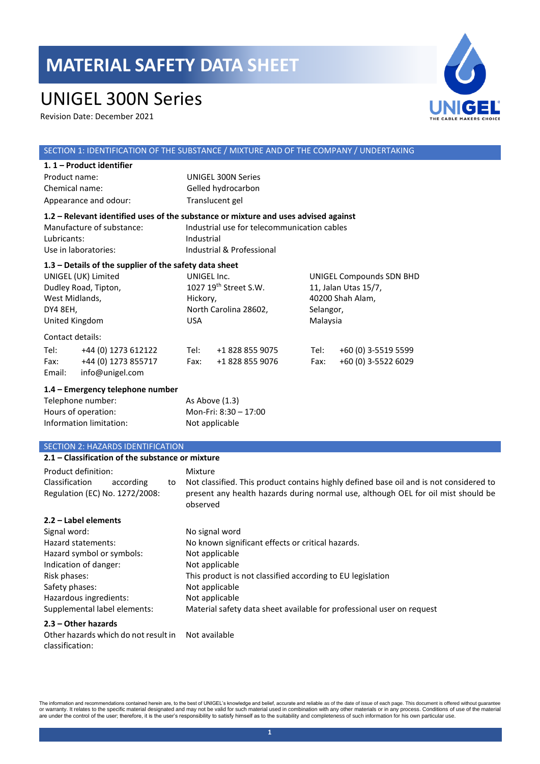# MATERIAL SAFETY DATA SHEET

# UNIGEL 300N Series

Revision Date: December 2021

## SECTION 1: IDENTIFICATION OF THE SUBSTANCE / MIXTURE AND OF THE COMPANY / UNDERTAKING

### 1. 1 – Product identifier

| | |
|---|---|
| Product name: | UNIGEL 300N Series |
| Chemical name: | Gelled hydrocarbon |
| Appearance and odour: | Translucent gel |

### 1.2 – Relevant identified uses of the substance or mixture and uses advised against

| | |
|---|---|
| Manufacture of substance: | Industrial use for telecommunication cables |
| Lubricants: | Industrial |
| Use in laboratories: | Industrial & Professional |

### 1.3 – Details of the supplier of the safety data sheet

| UNIGEL (UK) Limited | UNIGEL Inc. | UNIGEL Compounds SDN BHD |
|---|---|---|
| Dudley Road, Tipton, | 1027 19th Street S.W. | 11, Jalan Utas 15/7, |
| West Midlands, | Hickory, | 40200 Shah Alam, |
| DY4 8EH, | North Carolina 28602, | Selangor, |
| United Kingdom | USA | Malaysia |

Contact details:

| | | | | | |
|---|---|---|---|---|---|
| Tel: | +44 (0) 1273 612122 | Tel: | +1 828 855 9075 | Tel: | +60 (0) 3-5519 5599 |
| Fax: | +44 (0) 1273 855717 | Fax: | +1 828 855 9076 | Fax: | +60 (0) 3-5522 6029 |
| Email: | info@unigel.com | | | | |

### 1.4 – Emergency telephone number

| | |
|---|---|
| Telephone number: | As Above (1.3) |
| Hours of operation: | Mon-Fri: 8:30 – 17:00 |
| Information limitation: | Not applicable |

## SECTION 2: HAZARDS IDENTIFICATION

### 2.1 – Classification of the substance or mixture

| | |
|---|---|
| Product definition: | Mixture |
| Classification according to Regulation (EC) No. 1272/2008: | Not classified. This product contains highly defined base oil and is not considered to present any health hazards during normal use, although OEL for oil mist should be observed |

### 2.2 – Label elements

| | |
|---|---|
| Signal word: | No signal word |
| Hazard statements: | No known significant effects or critical hazards. |
| Hazard symbol or symbols: | Not applicable |
| Indication of danger: | Not applicable |
| Risk phases: | This product is not classified according to EU legislation |
| Safety phases: | Not applicable |
| Hazardous ingredients: | Not applicable |
| Supplemental label elements: | Material safety data sheet available for professional user on request |

### 2.3 – Other hazards

| | |
|---|---|
| Other hazards which do not result in classification: | Not available |

The information and recommendations contained herein are, to the best of UNIGEL's knowledge and belief, accurate and reliable as of the date of issue of each page. This document is offered without guarantee or warranty. It relates to the specific material designated and may not be valid for such material used in combination with any other materials or in any process. Conditions of use of the material are under the control of the user; therefore, it is the user's responsibility to satisfy himself as to the suitability and completeness of such information for his own particular use.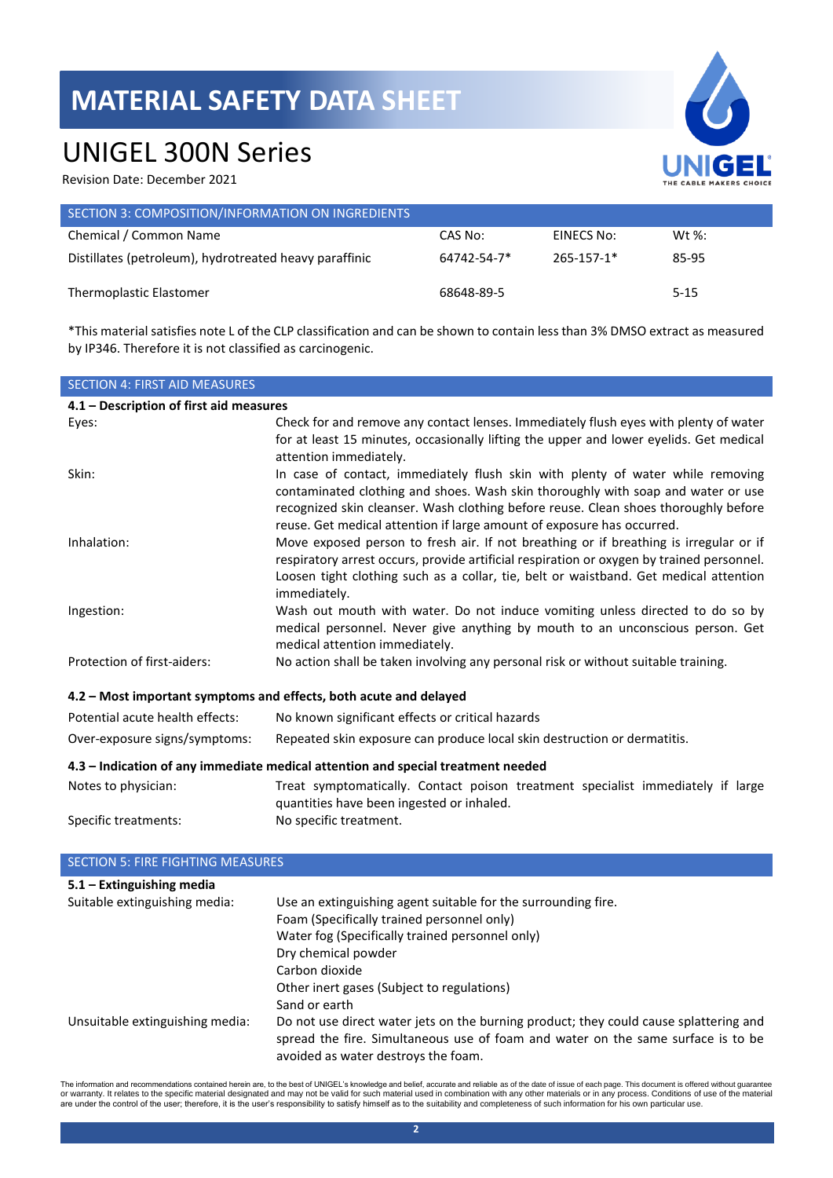# MATERIAL SAFETY DATA SHEET

# UNIGEL 300N Series

Revision Date: December 2021

## SECTION 3: COMPOSITION/INFORMATION ON INGREDIENTS

| Chemical / Common Name | CAS No: | EINECS No: | Wt %: |
|---|---|---|---|
| Distillates (petroleum), hydrotreated heavy paraffinic | 64742-54-7* | 265-157-1* | 85-95 |
| Thermoplastic Elastomer | 68648-89-5 | | 5-15 |

*This material satisfies note L of the CLP classification and can be shown to contain less than 3% DMSO extract as measured by IP346. Therefore it is not classified as carcinogenic.

## SECTION 4: FIRST AID MEASURES

### 4.1 – Description of first aid measures

| | |
|---|---|
| Eyes: | Check for and remove any contact lenses. Immediately flush eyes with plenty of water for at least 15 minutes, occasionally lifting the upper and lower eyelids. Get medical attention immediately. |
| Skin: | In case of contact, immediately flush skin with plenty of water while removing contaminated clothing and shoes. Wash skin thoroughly with soap and water or use recognized skin cleanser. Wash clothing before reuse. Clean shoes thoroughly before reuse. Get medical attention if large amount of exposure has occurred. |
| Inhalation: | Move exposed person to fresh air. If not breathing or if breathing is irregular or if respiratory arrest occurs, provide artificial respiration or oxygen by trained personnel. Loosen tight clothing such as a collar, tie, belt or waistband. Get medical attention immediately. |
| Ingestion: | Wash out mouth with water. Do not induce vomiting unless directed to do so by medical personnel. Never give anything by mouth to an unconscious person. Get medical attention immediately. |
| Protection of first-aiders: | No action shall be taken involving any personal risk or without suitable training. |

### 4.2 – Most important symptoms and effects, both acute and delayed

| | |
|---|---|
| Potential acute health effects: | No known significant effects or critical hazards |
| Over-exposure signs/symptoms: | Repeated skin exposure can produce local skin destruction or dermatitis. |

### 4.3 – Indication of any immediate medical attention and special treatment needed

| | |
|---|---|
| Notes to physician: | Treat symptomatically. Contact poison treatment specialist immediately if large quantities have been ingested or inhaled. |
| Specific treatments: | No specific treatment. |

## SECTION 5: FIRE FIGHTING MEASURES

### 5.1 – Extinguishing media

| | |
|---|---|
| Suitable extinguishing media: | Use an extinguishing agent suitable for the surrounding fire.<br>Foam (Specifically trained personnel only)<br>Water fog (Specifically trained personnel only)<br>Dry chemical powder<br>Carbon dioxide<br>Other inert gases (Subject to regulations)<br>Sand or earth |
| Unsuitable extinguishing media: | Do not use direct water jets on the burning product; they could cause splattering and spread the fire. Simultaneous use of foam and water on the same surface is to be avoided as water destroys the foam. |

The information and recommendations contained herein are, to the best of UNIGEL's knowledge and belief, accurate and reliable as of the date of issue of each page. This document is offered without guarantee or warranty. It relates to the specific material designated and may not be valid for such material used in combination with any other materials or in any process. Conditions of use of the material are under the control of the user; therefore, it is the user's responsibility to satisfy himself as to the suitability and completeness of such information for his own particular use.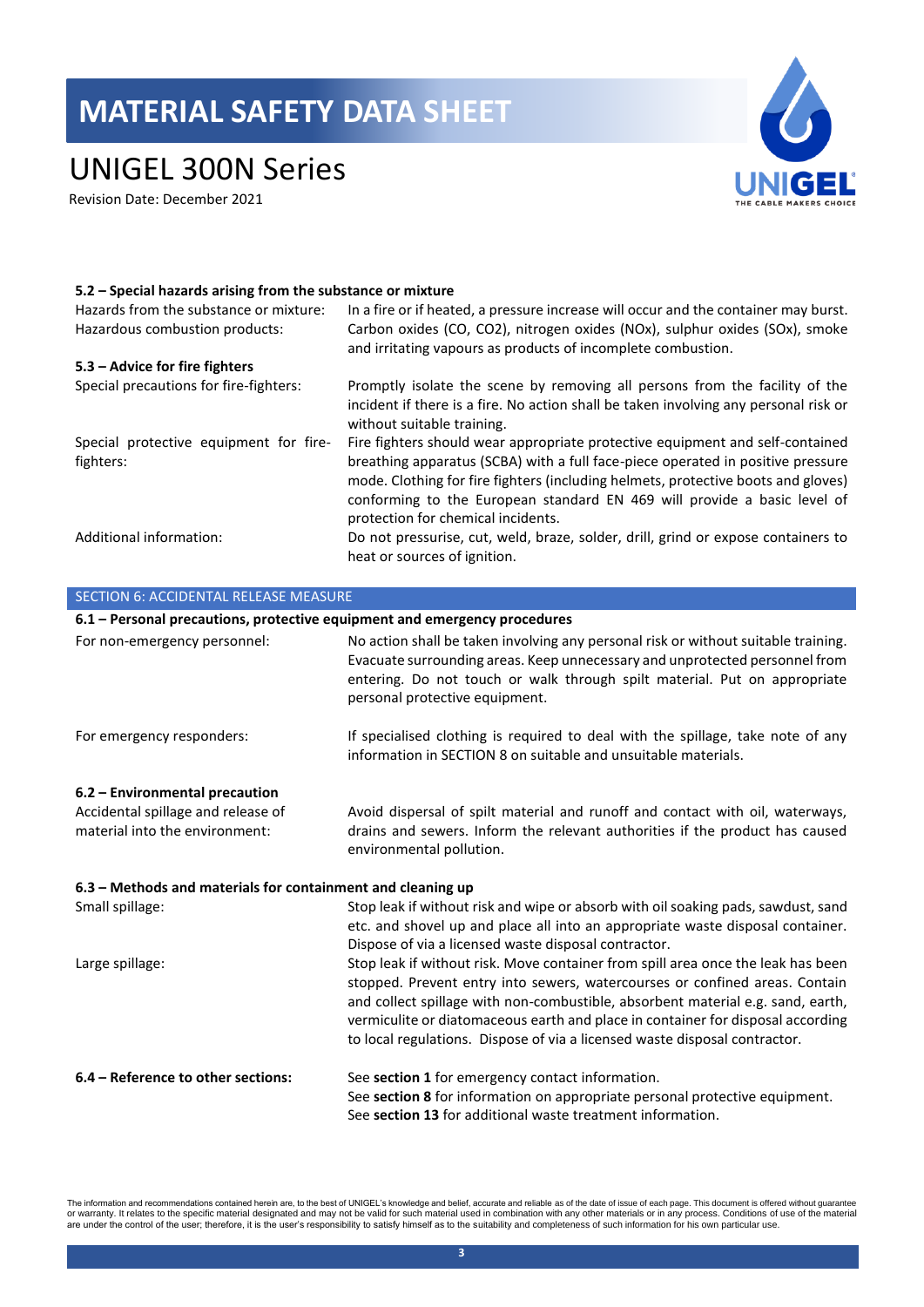### 5.2 – Special hazards arising from the substance or mixture

| | |
|---|---|
| Hazards from the substance or mixture: | In a fire or if heated, a pressure increase will occur and the container may burst. |
| Hazardous combustion products: | Carbon oxides (CO, $CO_2$), nitrogen oxides ($NO_x$), sulphur oxides ($SO_x$), smoke and irritating vapours as products of incomplete combustion. |

### 5.3 – Advice for fire fighters

| | |
|---|---|
| Special precautions for fire-fighters: | Promptly isolate the scene by removing all persons from the facility of the incident if there is a fire. No action shall be taken involving any personal risk or without suitable training. |
| Special protective equipment for fire-fighters: | Fire fighters should wear appropriate protective equipment and self-contained breathing apparatus (SCBA) with a full face-piece operated in positive pressure mode. Clothing for fire fighters (including helmets, protective boots and gloves) conforming to the European standard EN 469 will provide a basic level of protection for chemical incidents. |
| Additional information: | Do not pressurise, cut, weld, braze, solder, drill, grind or expose containers to heat or sources of ignition. |

## SECTION 6: ACCIDENTAL RELEASE MEASURE

### 6.1 – Personal precautions, protective equipment and emergency procedures

| | |
|---|---|
| For non-emergency personnel: | No action shall be taken involving any personal risk or without suitable training. Evacuate surrounding areas. Keep unnecessary and unprotected personnel from entering. Do not touch or walk through spilt material. Put on appropriate personal protective equipment. |
| For emergency responders: | If specialised clothing is required to deal with the spillage, take note of any information in SECTION 8 on suitable and unsuitable materials. |

### 6.2 – Environmental precaution

| | |
|---|---|
| Accidental spillage and release of material into the environment: | Avoid dispersal of spilt material and runoff and contact with oil, waterways, drains and sewers. Inform the relevant authorities if the product has caused environmental pollution. |

### 6.3 – Methods and materials for containment and cleaning up

| | |
|---|---|
| Small spillage: | Stop leak if without risk and wipe or absorb with oil soaking pads, sawdust, sand etc. and shovel up and place all into an appropriate waste disposal container. Dispose of via a licensed waste disposal contractor. |
| Large spillage: | Stop leak if without risk. Move container from spill area once the leak has been stopped. Prevent entry into sewers, watercourses or confined areas. Contain and collect spillage with non-combustible, absorbent material e.g. sand, earth, vermiculite or diatomaceous earth and place in container for disposal according to local regulations. Dispose of via a licensed waste disposal contractor. |

| | |
|---|---|
| **6.4 – Reference to other sections:** | See **section 1** for emergency contact information.<br>See **section 8** for information on appropriate personal protective equipment.<br>See **section 13** for additional waste treatment information. |

The information and recommendations contained herein are, to the best of UNIGEL's knowledge and belief, accurate and reliable as of the date of issue of each page. This document is offered without guarantee or warranty. It relates to the specific material designated and may not be valid for such material used in combination with any other materials or in any process. Conditions of use of the material are under the control of the user; therefore, it is the user's responsibility to satisfy himself as to the suitability and completeness of such information for his own particular use.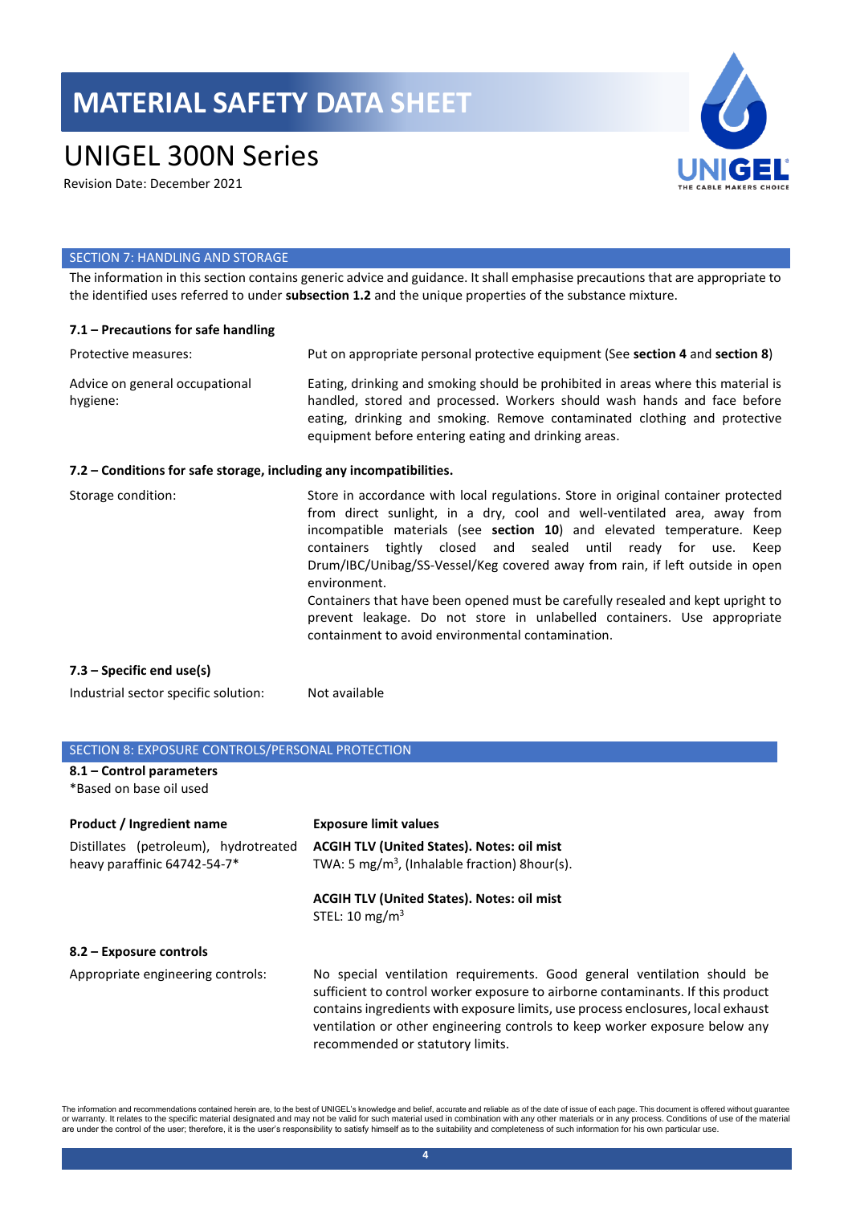# MATERIAL SAFETY DATA SHEET

## UNIGEL 300N Series

Revision Date: December 2021

## SECTION 7: HANDLING AND STORAGE

The information in this section contains generic advice and guidance. It shall emphasise precautions that are appropriate to the identified uses referred to under **subsection 1.2** and the unique properties of the substance mixture.

### 7.1 – Precautions for safe handling

| | |
|---|---|
| Protective measures: | Put on appropriate personal protective equipment (See **section 4** and **section 8**) |
| Advice on general occupational hygiene: | Eating, drinking and smoking should be prohibited in areas where this material is handled, stored and processed. Workers should wash hands and face before eating, drinking and smoking. Remove contaminated clothing and protective equipment before entering eating and drinking areas. |

### 7.2 – Conditions for safe storage, including any incompatibilities.

| | |
|---|---|
| Storage condition: | Store in accordance with local regulations. Store in original container protected from direct sunlight, in a dry, cool and well-ventilated area, away from incompatible materials (see **section 10**) and elevated temperature. Keep containers tightly closed and sealed until ready for use. Keep Drum/IBC/Unibag/SS-Vessel/Keg covered away from rain, if left outside in open environment.<br>Containers that have been opened must be carefully resealed and kept upright to prevent leakage. Do not store in unlabelled containers. Use appropriate containment to avoid environmental contamination. |

### 7.3 – Specific end use(s)

| | |
|---|---|
| Industrial sector specific solution: | Not available |

## SECTION 8: EXPOSURE CONTROLS/PERSONAL PROTECTION

### 8.1 – Control parameters

*Based on base oil used

| Product / Ingredient name | Exposure limit values |
|---|---|
| Distillates (petroleum), hydrotreated heavy paraffinic 64742-54-7* | **ACGIH TLV (United States). Notes: oil mist**<br>TWA: 5 mg/m$^3$, (Inhalable fraction) 8hour(s).<br><br>**ACGIH TLV (United States). Notes: oil mist**<br>STEL: 10 mg/m$^3$ |

### 8.2 – Exposure controls

| | |
|---|---|
| Appropriate engineering controls: | No special ventilation requirements. Good general ventilation should be sufficient to control worker exposure to airborne contaminants. If this product contains ingredients with exposure limits, use process enclosures, local exhaust ventilation or other engineering controls to keep worker exposure below any recommended or statutory limits. |

The information and recommendations contained herein are, to the best of UNIGEL's knowledge and belief, accurate and reliable as of the date of issue of each page. This document is offered without guarantee or warranty. It relates to the specific material designated and may not be valid for such material used in combination with any other materials or in any process. Conditions of use of the material are under the control of the user; therefore, it is the user's responsibility to satisfy himself as to the suitability and completeness of such information for his own particular use.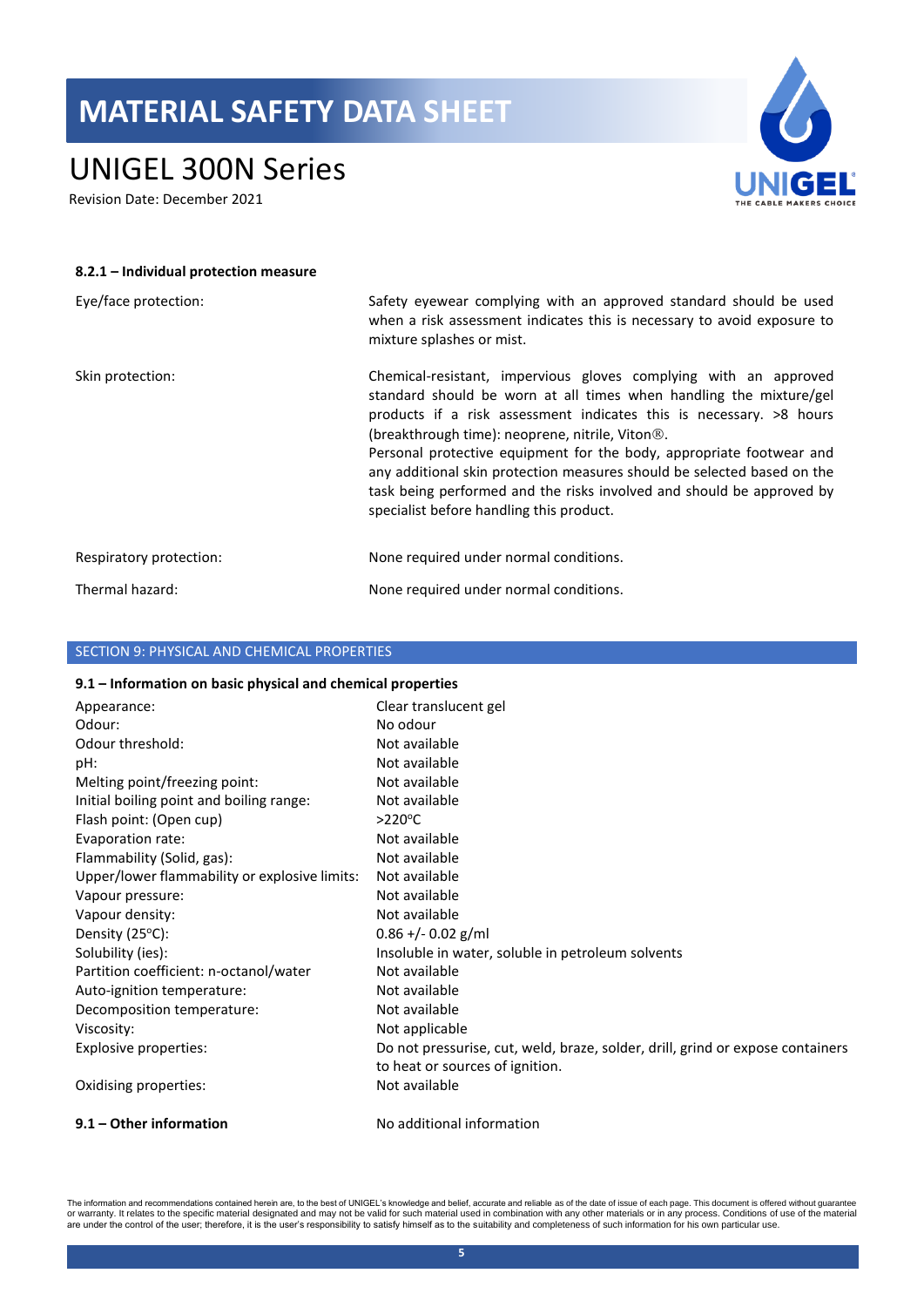#### 8.2.1 – Individual protection measure

| | |
|---|---|
| Eye/face protection: | Safety eyewear complying with an approved standard should be used when a risk assessment indicates this is necessary to avoid exposure to mixture splashes or mist. |
| Skin protection: | Chemical-resistant, impervious gloves complying with an approved standard should be worn at all times when handling the mixture/gel products if a risk assessment indicates this is necessary. >8 hours (breakthrough time): neoprene, nitrile, Viton®. Personal protective equipment for the body, appropriate footwear and any additional skin protection measures should be selected based on the task being performed and the risks involved and should be approved by specialist before handling this product. |
| Respiratory protection: | None required under normal conditions. |
| Thermal hazard: | None required under normal conditions. |

## SECTION 9: PHYSICAL AND CHEMICAL PROPERTIES

#### 9.1 – Information on basic physical and chemical properties

| | |
|---|---|
| Appearance: | Clear translucent gel |
| Odour: | No odour |
| Odour threshold: | Not available |
| pH: | Not available |
| Melting point/freezing point: | Not available |
| Initial boiling point and boiling range: | Not available |
| Flash point: (Open cup) | >220°C |
| Evaporation rate: | Not available |
| Flammability (Solid, gas): | Not available |
| Upper/lower flammability or explosive limits: | Not available |
| Vapour pressure: | Not available |
| Vapour density: | Not available |
| Density (25°C): | 0.86 +/- 0.02 g/ml |
| Solubility (ies): | Insoluble in water, soluble in petroleum solvents |
| Partition coefficient: n-octanol/water | Not available |
| Auto-ignition temperature: | Not available |
| Decomposition temperature: | Not available |
| Viscosity: | Not applicable |
| Explosive properties: | Do not pressurise, cut, weld, braze, solder, drill, grind or expose containers to heat or sources of ignition. |
| Oxidising properties: | Not available |

**9.1 – Other information** No additional information

The information and recommendations contained herein are, to the best of UNIGEL's knowledge and belief, accurate and reliable as of the date of issue of each page. This document is offered without guarantee or warranty. It relates to the specific material designated and may not be valid for such material used in combination with any other materials or in any process. Conditions of use of the material are under the control of the user; therefore, it is the user's responsibility to satisfy himself as to the suitability and completeness of such information for his own particular use.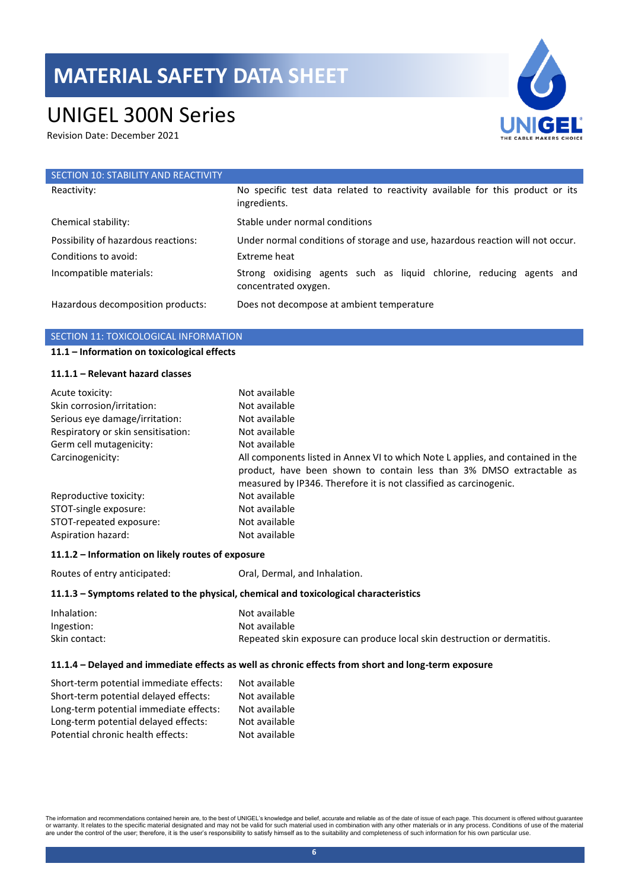# MATERIAL SAFETY DATA SHEET

# UNIGEL 300N Series

Revision Date: December 2021

## SECTION 10: STABILITY AND REACTIVITY

| | |
|---|---|
| Reactivity: | No specific test data related to reactivity available for this product or its ingredients. |
| Chemical stability: | Stable under normal conditions |
| Possibility of hazardous reactions: | Under normal conditions of storage and use, hazardous reaction will not occur. |
| Conditions to avoid: | Extreme heat |
| Incompatible materials: | Strong oxidising agents such as liquid chlorine, reducing agents and concentrated oxygen. |
| Hazardous decomposition products: | Does not decompose at ambient temperature |

## SECTION 11: TOXICOLOGICAL INFORMATION

**11.1 – Information on toxicological effects**

**11.1.1 – Relevant hazard classes**

| | |
|---|---|
| Acute toxicity: | Not available |
| Skin corrosion/irritation: | Not available |
| Serious eye damage/irritation: | Not available |
| Respiratory or skin sensitisation: | Not available |
| Germ cell mutagenicity: | Not available |
| Carcinogenicity: | All components listed in Annex VI to which Note L applies, and contained in the product, have been shown to contain less than 3% DMSO extractable as measured by IP346. Therefore it is not classified as carcinogenic. |
| Reproductive toxicity: | Not available |
| STOT-single exposure: | Not available |
| STOT-repeated exposure: | Not available |
| Aspiration hazard: | Not available |

**11.1.2 – Information on likely routes of exposure**

| | |
|---|---|
| Routes of entry anticipated: | Oral, Dermal, and Inhalation. |

**11.1.3 – Symptoms related to the physical, chemical and toxicological characteristics**

| | |
|---|---|
| Inhalation: | Not available |
| Ingestion: | Not available |
| Skin contact: | Repeated skin exposure can produce local skin destruction or dermatitis. |

**11.1.4 – Delayed and immediate effects as well as chronic effects from short and long-term exposure**

| | |
|---|---|
| Short-term potential immediate effects: | Not available |
| Short-term potential delayed effects: | Not available |
| Long-term potential immediate effects: | Not available |
| Long-term potential delayed effects: | Not available |
| Potential chronic health effects: | Not available |

The information and recommendations contained herein are, to the best of UNIGEL's knowledge and belief, accurate and reliable as of the date of issue of each page. This document is offered without guarantee or warranty. It relates to the specific material designated and may not be valid for such material used in combination with any other materials or in any process. Conditions of use of the material are under the control of the user; therefore, it is the user's responsibility to satisfy himself as to the suitability and completeness of such information for his own particular use.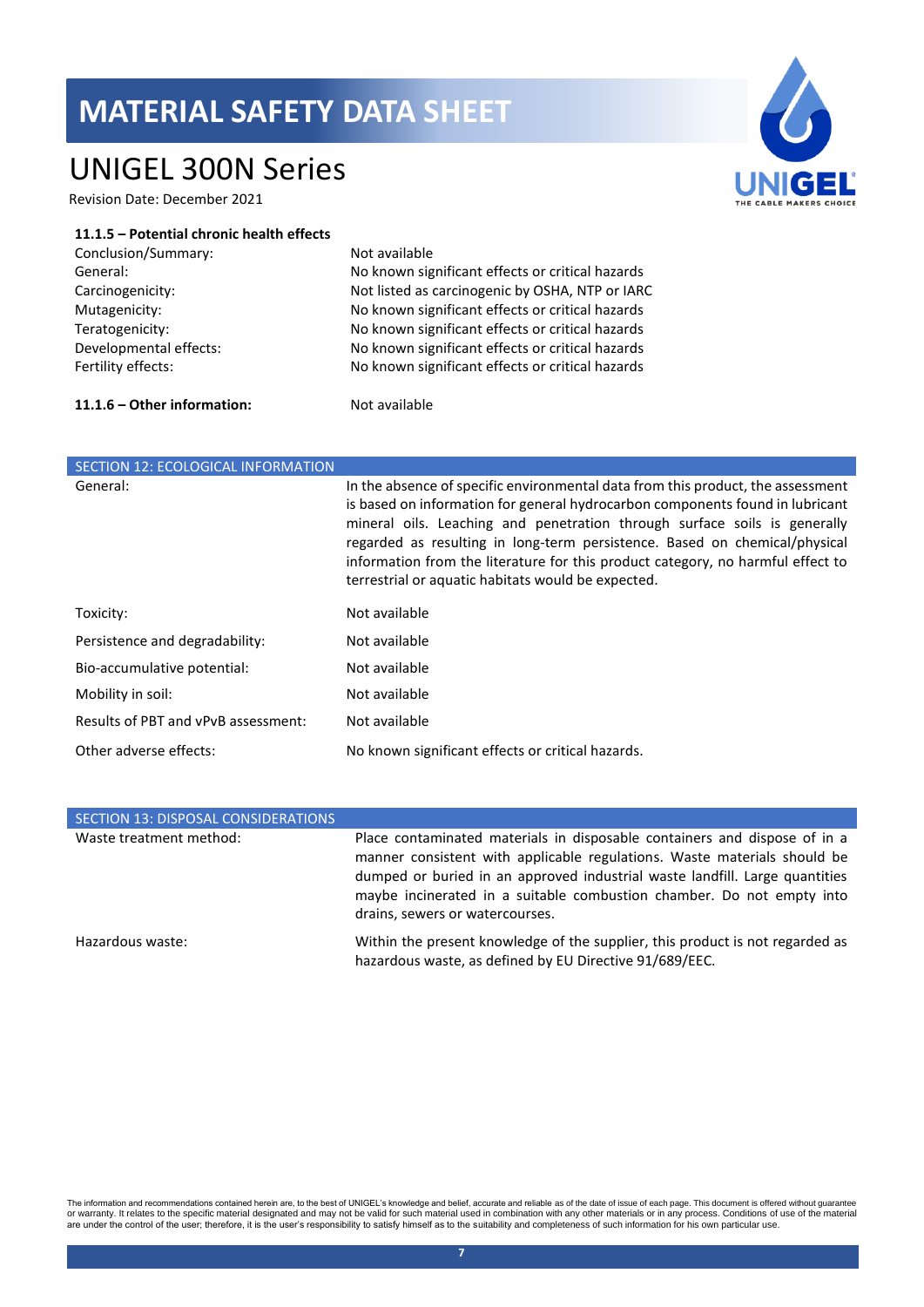**11.1.5 – Potential chronic health effects**

| | |
|---|---|
| Conclusion/Summary: | Not available |
| General: | No known significant effects or critical hazards |
| Carcinogenicity: | Not listed as carcinogenic by OSHA, NTP or IARC |
| Mutagenicity: | No known significant effects or critical hazards |
| Teratogenicity: | No known significant effects or critical hazards |
| Developmental effects: | No known significant effects or critical hazards |
| Fertility effects: | No known significant effects or critical hazards |

**11.1.6 – Other information:** Not available

## SECTION 12: ECOLOGICAL INFORMATION

| | |
|---|---|
| General: | In the absence of specific environmental data from this product, the assessment is based on information for general hydrocarbon components found in lubricant mineral oils. Leaching and penetration through surface soils is generally regarded as resulting in long-term persistence. Based on chemical/physical information from the literature for this product category, no harmful effect to terrestrial or aquatic habitats would be expected. |
| Toxicity: | Not available |
| Persistence and degradability: | Not available |
| Bio-accumulative potential: | Not available |
| Mobility in soil: | Not available |
| Results of PBT and vPvB assessment: | Not available |
| Other adverse effects: | No known significant effects or critical hazards. |

## SECTION 13: DISPOSAL CONSIDERATIONS

| | |
|---|---|
| Waste treatment method: | Place contaminated materials in disposable containers and dispose of in a manner consistent with applicable regulations. Waste materials should be dumped or buried in an approved industrial waste landfill. Large quantities maybe incinerated in a suitable combustion chamber. Do not empty into drains, sewers or watercourses. |
| Hazardous waste: | Within the present knowledge of the supplier, this product is not regarded as hazardous waste, as defined by EU Directive 91/689/EEC. |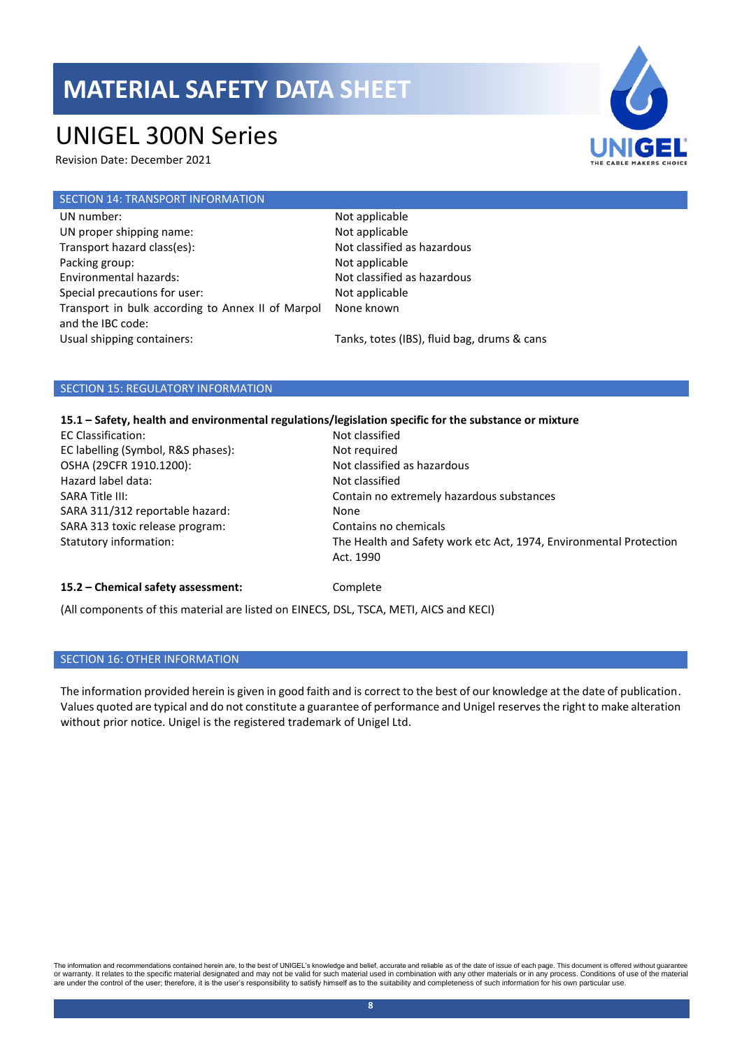# MATERIAL SAFETY DATA SHEET

## UNIGEL 300N Series

Revision Date: December 2021

### SECTION 14: TRANSPORT INFORMATION

| | |
|---|---|
| UN number: | Not applicable |
| UN proper shipping name: | Not applicable |
| Transport hazard class(es): | Not classified as hazardous |
| Packing group: | Not applicable |
| Environmental hazards: | Not classified as hazardous |
| Special precautions for user: | Not applicable |
| Transport in bulk according to Annex II of Marpol and the IBC code: | None known |
| Usual shipping containers: | Tanks, totes (IBS), fluid bag, drums & cans |

### SECTION 15: REGULATORY INFORMATION

**15.1 – Safety, health and environmental regulations/legislation specific for the substance or mixture**

| | |
|---|---|
| EC Classification: | Not classified |
| EC labelling (Symbol, R&S phases): | Not required |
| OSHA (29CFR 1910.1200): | Not classified as hazardous |
| Hazard label data: | Not classified |
| SARA Title III: | Contain no extremely hazardous substances |
| SARA 311/312 reportable hazard: | None |
| SARA 313 toxic release program: | Contains no chemicals |
| Statutory information: | The Health and Safety work etc Act, 1974, Environmental Protection Act. 1990 |

**15.2 – Chemical safety assessment:** Complete

(All components of this material are listed on EINECS, DSL, TSCA, METI, AICS and KECI)

### SECTION 16: OTHER INFORMATION

The information provided herein is given in good faith and is correct to the best of our knowledge at the date of publication. Values quoted are typical and do not constitute a guarantee of performance and Unigel reserves the right to make alteration without prior notice. Unigel is the registered trademark of Unigel Ltd.

The information and recommendations contained herein are, to the best of UNIGEL's knowledge and belief, accurate and reliable as of the date of issue of each page. This document is offered without guarantee or warranty. It relates to the specific material designated and may not be valid for such material used in combination with any other materials or in any process. Conditions of use of the material are under the control of the user; therefore, it is the user's responsibility to satisfy himself as to the suitability and completeness of such information for his own particular use.